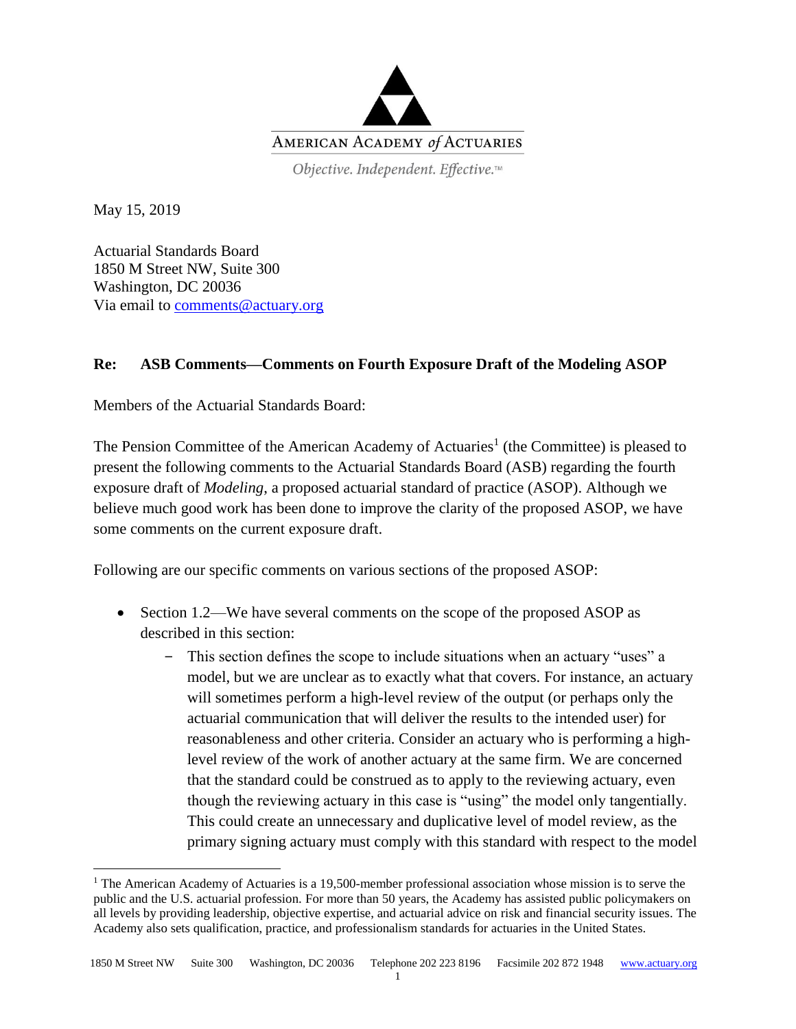AMERICAN ACADEMY *of* ACTUARIES

*Objective. Independent. Effective.*™

May 15, 2019

Actuarial Standards Board
1850 M Street NW, Suite 300
Washington, DC 20036
Via email to comments@actuary.org

**Re: ASB Comments—Comments on Fourth Exposure Draft of the Modeling ASOP**

Members of the Actuarial Standards Board:

The Pension Committee of the American Academy of Actuaries[1] (the Committee) is pleased to present the following comments to the Actuarial Standards Board (ASB) regarding the fourth exposure draft of *Modeling*, a proposed actuarial standard of practice (ASOP). Although we believe much good work has been done to improve the clarity of the proposed ASOP, we have some comments on the current exposure draft.

Following are our specific comments on various sections of the proposed ASOP:

- Section 1.2—We have several comments on the scope of the proposed ASOP as described in this section:
  - This section defines the scope to include situations when an actuary "uses" a model, but we are unclear as to exactly what that covers. For instance, an actuary will sometimes perform a high-level review of the output (or perhaps only the actuarial communication that will deliver the results to the intended user) for reasonableness and other criteria. Consider an actuary who is performing a high-level review of the work of another actuary at the same firm. We are concerned that the standard could be construed as to apply to the reviewing actuary, even though the reviewing actuary in this case is "using" the model only tangentially. This could create an unnecessary and duplicative level of model review, as the primary signing actuary must comply with this standard with respect to the model

[1] The American Academy of Actuaries is a 19,500-member professional association whose mission is to serve the public and the U.S. actuarial profession. For more than 50 years, the Academy has assisted public policymakers on all levels by providing leadership, objective expertise, and actuarial advice on risk and financial security issues. The Academy also sets qualification, practice, and professionalism standards for actuaries in the United States.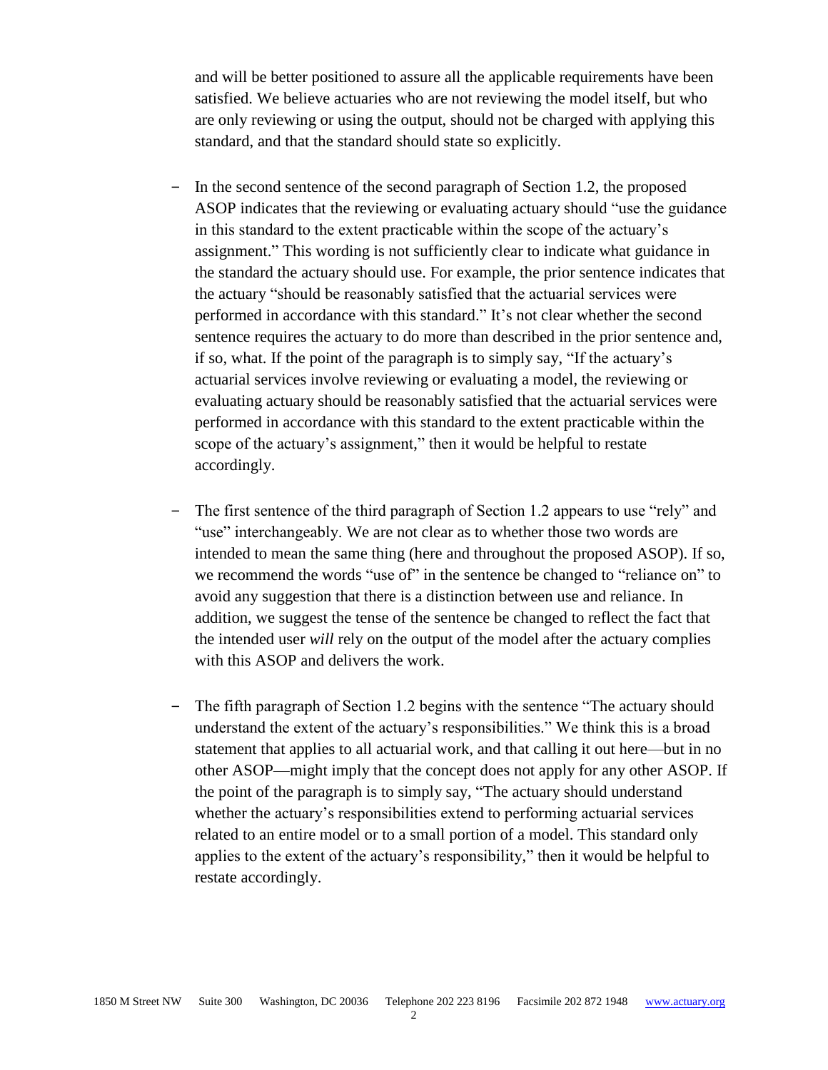and will be better positioned to assure all the applicable requirements have been satisfied. We believe actuaries who are not reviewing the model itself, but who are only reviewing or using the output, should not be charged with applying this standard, and that the standard should state so explicitly.

- In the second sentence of the second paragraph of Section 1.2, the proposed ASOP indicates that the reviewing or evaluating actuary should "use the guidance in this standard to the extent practicable within the scope of the actuary's assignment." This wording is not sufficiently clear to indicate what guidance in the standard the actuary should use. For example, the prior sentence indicates that the actuary "should be reasonably satisfied that the actuarial services were performed in accordance with this standard." It's not clear whether the second sentence requires the actuary to do more than described in the prior sentence and, if so, what. If the point of the paragraph is to simply say, "If the actuary's actuarial services involve reviewing or evaluating a model, the reviewing or evaluating actuary should be reasonably satisfied that the actuarial services were performed in accordance with this standard to the extent practicable within the scope of the actuary's assignment," then it would be helpful to restate accordingly.

- The first sentence of the third paragraph of Section 1.2 appears to use "rely" and "use" interchangeably. We are not clear as to whether those two words are intended to mean the same thing (here and throughout the proposed ASOP). If so, we recommend the words "use of" in the sentence be changed to "reliance on" to avoid any suggestion that there is a distinction between use and reliance. In addition, we suggest the tense of the sentence be changed to reflect the fact that the intended user *will* rely on the output of the model after the actuary complies with this ASOP and delivers the work.

- The fifth paragraph of Section 1.2 begins with the sentence "The actuary should understand the extent of the actuary's responsibilities." We think this is a broad statement that applies to all actuarial work, and that calling it out here—but in no other ASOP—might imply that the concept does not apply for any other ASOP. If the point of the paragraph is to simply say, "The actuary should understand whether the actuary's responsibilities extend to performing actuarial services related to an entire model or to a small portion of a model. This standard only applies to the extent of the actuary's responsibility," then it would be helpful to restate accordingly.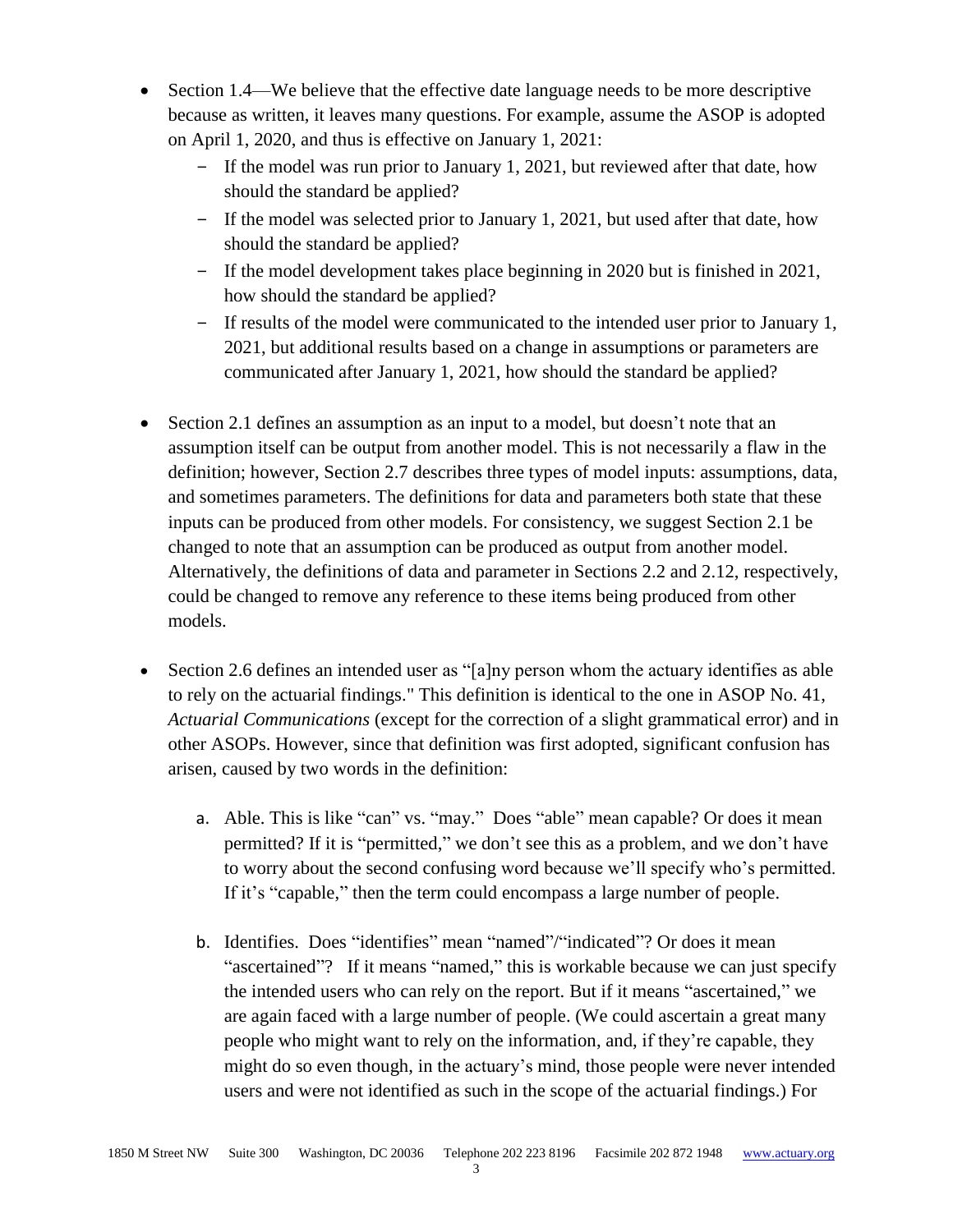- Section 1.4—We believe that the effective date language needs to be more descriptive because as written, it leaves many questions. For example, assume the ASOP is adopted on April 1, 2020, and thus is effective on January 1, 2021:
  - If the model was run prior to January 1, 2021, but reviewed after that date, how should the standard be applied?
  - If the model was selected prior to January 1, 2021, but used after that date, how should the standard be applied?
  - If the model development takes place beginning in 2020 but is finished in 2021, how should the standard be applied?
  - If results of the model were communicated to the intended user prior to January 1, 2021, but additional results based on a change in assumptions or parameters are communicated after January 1, 2021, how should the standard be applied?

- Section 2.1 defines an assumption as an input to a model, but doesn't note that an assumption itself can be output from another model. This is not necessarily a flaw in the definition; however, Section 2.7 describes three types of model inputs: assumptions, data, and sometimes parameters. The definitions for data and parameters both state that these inputs can be produced from other models. For consistency, we suggest Section 2.1 be changed to note that an assumption can be produced as output from another model. Alternatively, the definitions of data and parameter in Sections 2.2 and 2.12, respectively, could be changed to remove any reference to these items being produced from other models.

- Section 2.6 defines an intended user as "[a]ny person whom the actuary identifies as able to rely on the actuarial findings." This definition is identical to the one in ASOP No. 41, *Actuarial Communications* (except for the correction of a slight grammatical error) and in other ASOPs. However, since that definition was first adopted, significant confusion has arisen, caused by two words in the definition:

  a. Able. This is like "can" vs. "may." Does "able" mean capable? Or does it mean permitted? If it is "permitted," we don't see this as a problem, and we don't have to worry about the second confusing word because we'll specify who's permitted. If it's "capable," then the term could encompass a large number of people.

  b. Identifies. Does "identifies" mean "named"/"indicated"? Or does it mean "ascertained"? If it means "named," this is workable because we can just specify the intended users who can rely on the report. But if it means "ascertained," we are again faced with a large number of people. (We could ascertain a great many people who might want to rely on the information, and, if they're capable, they might do so even though, in the actuary's mind, those people were never intended users and were not identified as such in the scope of the actuarial findings.) For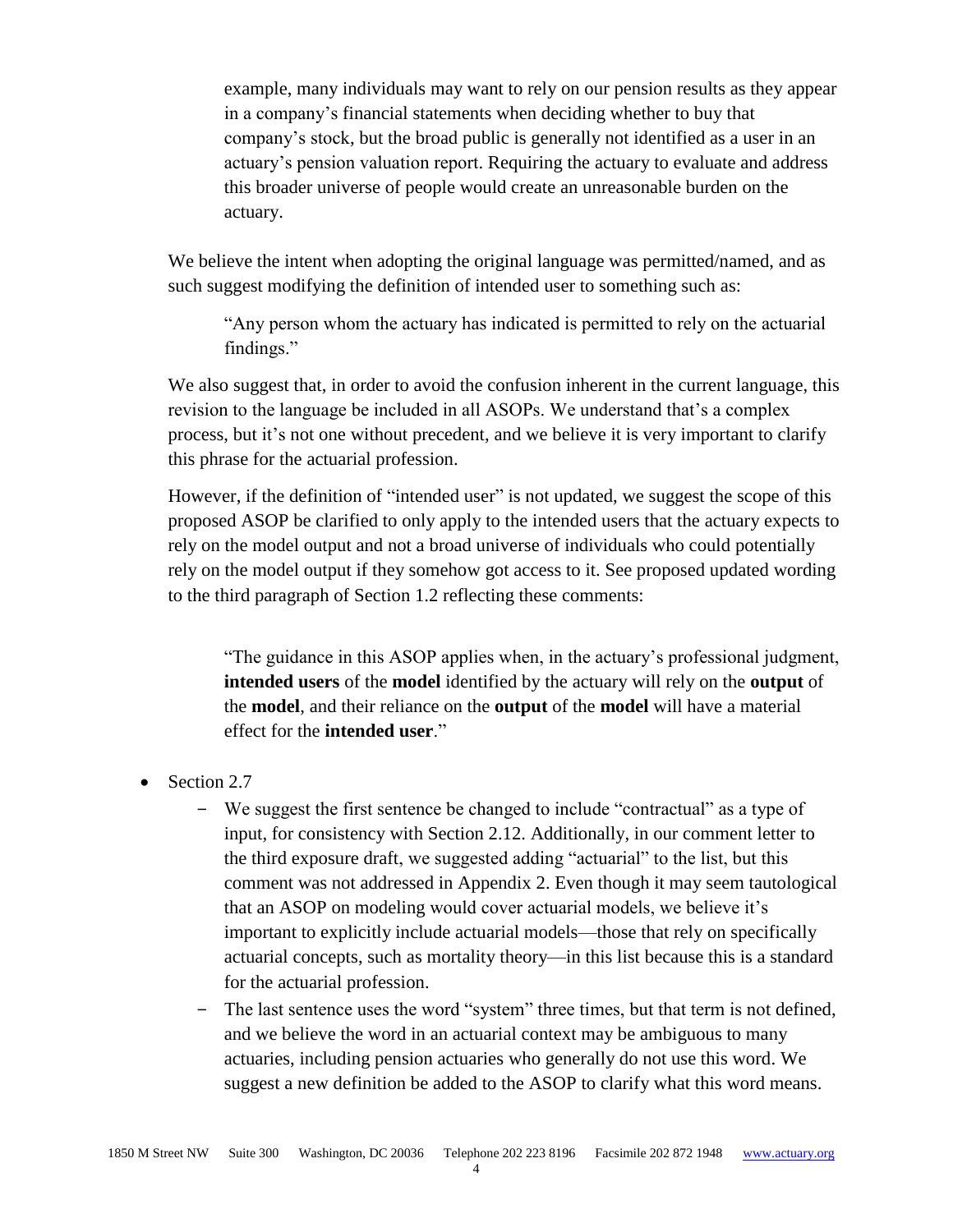> example, many individuals may want to rely on our pension results as they appear in a company's financial statements when deciding whether to buy that company's stock, but the broad public is generally not identified as a user in an actuary's pension valuation report. Requiring the actuary to evaluate and address this broader universe of people would create an unreasonable burden on the actuary.

We believe the intent when adopting the original language was permitted/named, and as such suggest modifying the definition of intended user to something such as:

> "Any person whom the actuary has indicated is permitted to rely on the actuarial findings."

We also suggest that, in order to avoid the confusion inherent in the current language, this revision to the language be included in all ASOPs. We understand that's a complex process, but it's not one without precedent, and we believe it is very important to clarify this phrase for the actuarial profession.

However, if the definition of "intended user" is not updated, we suggest the scope of this proposed ASOP be clarified to only apply to the intended users that the actuary expects to rely on the model output and not a broad universe of individuals who could potentially rely on the model output if they somehow got access to it. See proposed updated wording to the third paragraph of Section 1.2 reflecting these comments:

> "The guidance in this ASOP applies when, in the actuary's professional judgment, **intended users** of the **model** identified by the actuary will rely on the **output** of the **model**, and their reliance on the **output** of the **model** will have a material effect for the **intended user**."

- Section 2.7
  - We suggest the first sentence be changed to include "contractual" as a type of input, for consistency with Section 2.12. Additionally, in our comment letter to the third exposure draft, we suggested adding "actuarial" to the list, but this comment was not addressed in Appendix 2. Even though it may seem tautological that an ASOP on modeling would cover actuarial models, we believe it's important to explicitly include actuarial models—those that rely on specifically actuarial concepts, such as mortality theory—in this list because this is a standard for the actuarial profession.
  - The last sentence uses the word "system" three times, but that term is not defined, and we believe the word in an actuarial context may be ambiguous to many actuaries, including pension actuaries who generally do not use this word. We suggest a new definition be added to the ASOP to clarify what this word means.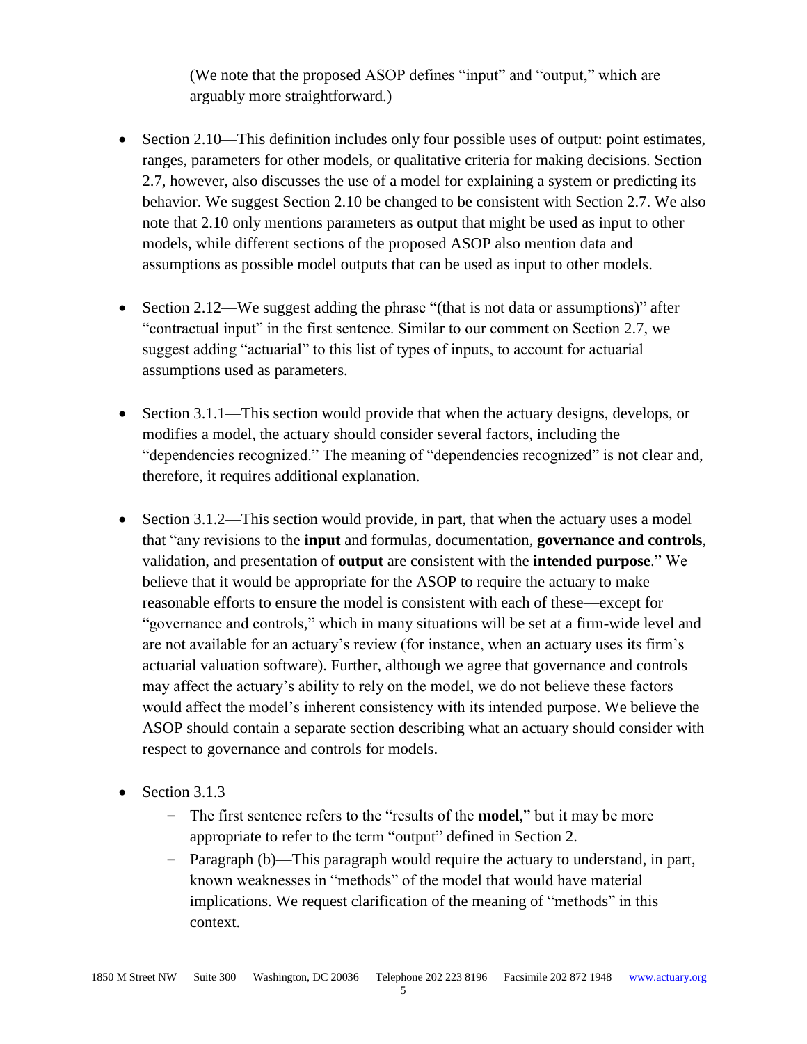(We note that the proposed ASOP defines "input" and "output," which are arguably more straightforward.)

- Section 2.10—This definition includes only four possible uses of output: point estimates, ranges, parameters for other models, or qualitative criteria for making decisions. Section 2.7, however, also discusses the use of a model for explaining a system or predicting its behavior. We suggest Section 2.10 be changed to be consistent with Section 2.7. We also note that 2.10 only mentions parameters as output that might be used as input to other models, while different sections of the proposed ASOP also mention data and assumptions as possible model outputs that can be used as input to other models.

- Section 2.12—We suggest adding the phrase "(that is not data or assumptions)" after "contractual input" in the first sentence. Similar to our comment on Section 2.7, we suggest adding "actuarial" to this list of types of inputs, to account for actuarial assumptions used as parameters.

- Section 3.1.1—This section would provide that when the actuary designs, develops, or modifies a model, the actuary should consider several factors, including the "dependencies recognized." The meaning of "dependencies recognized" is not clear and, therefore, it requires additional explanation.

- Section 3.1.2—This section would provide, in part, that when the actuary uses a model that "any revisions to the **input** and formulas, documentation, **governance and controls**, validation, and presentation of **output** are consistent with the **intended purpose**." We believe that it would be appropriate for the ASOP to require the actuary to make reasonable efforts to ensure the model is consistent with each of these—except for "governance and controls," which in many situations will be set at a firm-wide level and are not available for an actuary's review (for instance, when an actuary uses its firm's actuarial valuation software). Further, although we agree that governance and controls may affect the actuary's ability to rely on the model, we do not believe these factors would affect the model's inherent consistency with its intended purpose. We believe the ASOP should contain a separate section describing what an actuary should consider with respect to governance and controls for models.

- Section 3.1.3
  - The first sentence refers to the "results of the **model**," but it may be more appropriate to refer to the term "output" defined in Section 2.
  - Paragraph (b)—This paragraph would require the actuary to understand, in part, known weaknesses in "methods" of the model that would have material implications. We request clarification of the meaning of "methods" in this context.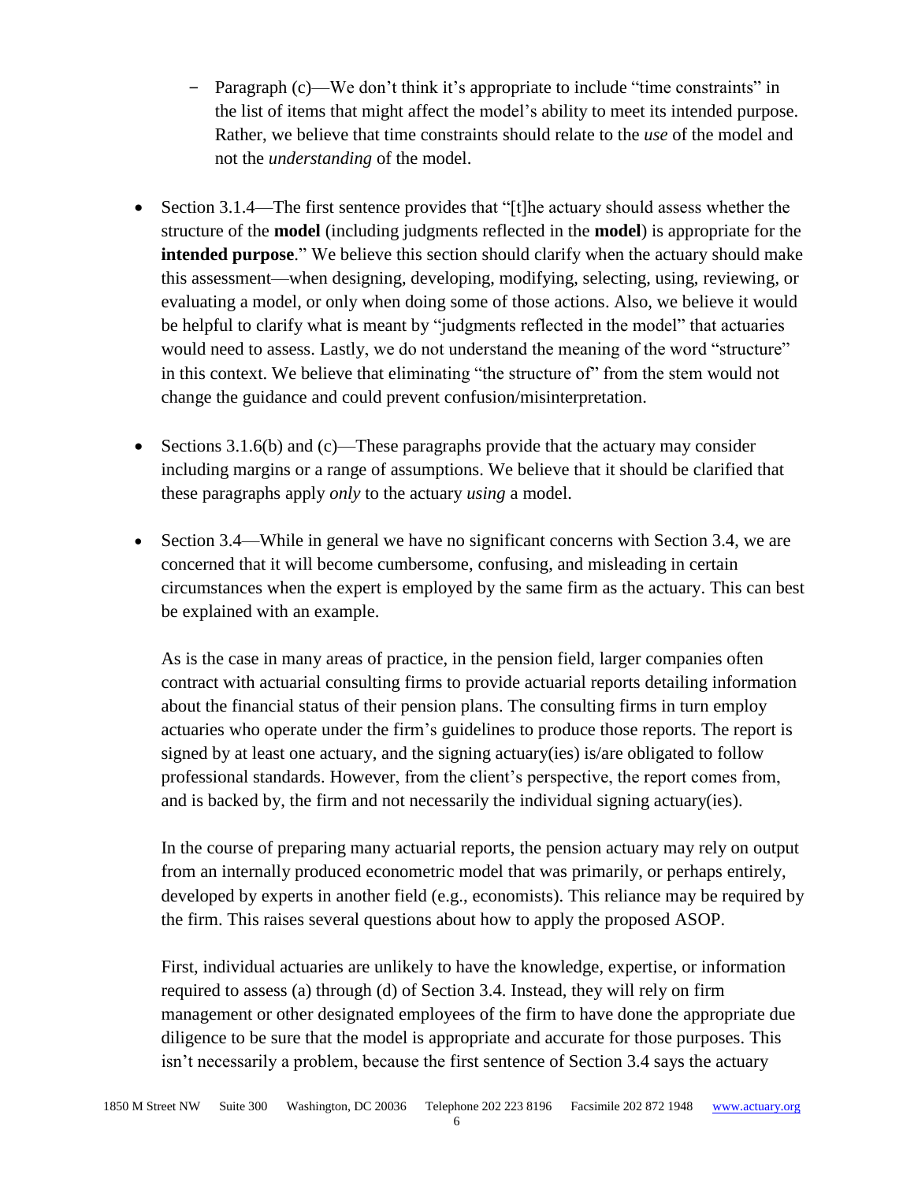- Paragraph (c)—We don't think it's appropriate to include "time constraints" in the list of items that might affect the model's ability to meet its intended purpose. Rather, we believe that time constraints should relate to the *use* of the model and not the *understanding* of the model.

- Section 3.1.4—The first sentence provides that "[t]he actuary should assess whether the structure of the **model** (including judgments reflected in the **model**) is appropriate for the **intended purpose**." We believe this section should clarify when the actuary should make this assessment—when designing, developing, modifying, selecting, using, reviewing, or evaluating a model, or only when doing some of those actions. Also, we believe it would be helpful to clarify what is meant by "judgments reflected in the model" that actuaries would need to assess. Lastly, we do not understand the meaning of the word "structure" in this context. We believe that eliminating "the structure of" from the stem would not change the guidance and could prevent confusion/misinterpretation.

- Sections 3.1.6(b) and (c)—These paragraphs provide that the actuary may consider including margins or a range of assumptions. We believe that it should be clarified that these paragraphs apply *only* to the actuary *using* a model.

- Section 3.4—While in general we have no significant concerns with Section 3.4, we are concerned that it will become cumbersome, confusing, and misleading in certain circumstances when the expert is employed by the same firm as the actuary. This can best be explained with an example.

  As is the case in many areas of practice, in the pension field, larger companies often contract with actuarial consulting firms to provide actuarial reports detailing information about the financial status of their pension plans. The consulting firms in turn employ actuaries who operate under the firm's guidelines to produce those reports. The report is signed by at least one actuary, and the signing actuary(ies) is/are obligated to follow professional standards. However, from the client's perspective, the report comes from, and is backed by, the firm and not necessarily the individual signing actuary(ies).

  In the course of preparing many actuarial reports, the pension actuary may rely on output from an internally produced econometric model that was primarily, or perhaps entirely, developed by experts in another field (e.g., economists). This reliance may be required by the firm. This raises several questions about how to apply the proposed ASOP.

  First, individual actuaries are unlikely to have the knowledge, expertise, or information required to assess (a) through (d) of Section 3.4. Instead, they will rely on firm management or other designated employees of the firm to have done the appropriate due diligence to be sure that the model is appropriate and accurate for those purposes. This isn't necessarily a problem, because the first sentence of Section 3.4 says the actuary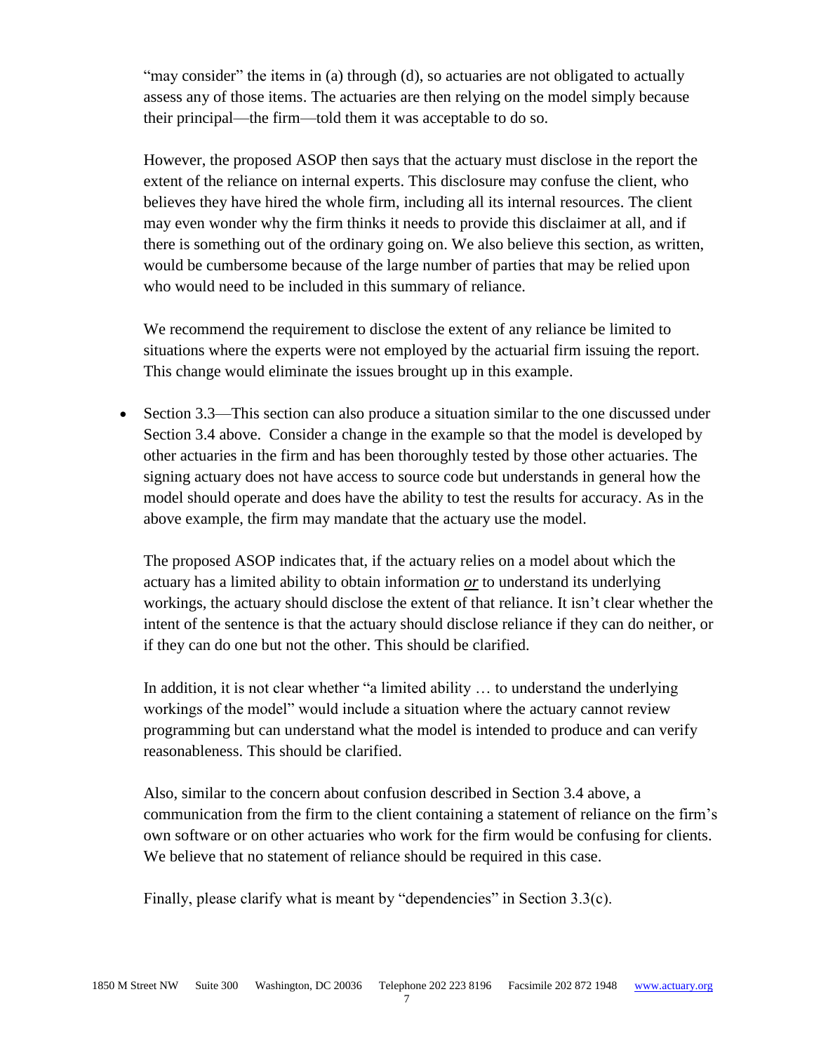"may consider" the items in (a) through (d), so actuaries are not obligated to actually assess any of those items. The actuaries are then relying on the model simply because their principal—the firm—told them it was acceptable to do so.

However, the proposed ASOP then says that the actuary must disclose in the report the extent of the reliance on internal experts. This disclosure may confuse the client, who believes they have hired the whole firm, including all its internal resources. The client may even wonder why the firm thinks it needs to provide this disclaimer at all, and if there is something out of the ordinary going on. We also believe this section, as written, would be cumbersome because of the large number of parties that may be relied upon who would need to be included in this summary of reliance.

We recommend the requirement to disclose the extent of any reliance be limited to situations where the experts were not employed by the actuarial firm issuing the report. This change would eliminate the issues brought up in this example.

- Section 3.3—This section can also produce a situation similar to the one discussed under Section 3.4 above. Consider a change in the example so that the model is developed by other actuaries in the firm and has been thoroughly tested by those other actuaries. The signing actuary does not have access to source code but understands in general how the model should operate and does have the ability to test the results for accuracy. As in the above example, the firm may mandate that the actuary use the model.

  The proposed ASOP indicates that, if the actuary relies on a model about which the actuary has a limited ability to obtain information ***or*** to understand its underlying workings, the actuary should disclose the extent of that reliance. It isn't clear whether the intent of the sentence is that the actuary should disclose reliance if they can do neither, or if they can do one but not the other. This should be clarified.

  In addition, it is not clear whether "a limited ability … to understand the underlying workings of the model" would include a situation where the actuary cannot review programming but can understand what the model is intended to produce and can verify reasonableness. This should be clarified.

  Also, similar to the concern about confusion described in Section 3.4 above, a communication from the firm to the client containing a statement of reliance on the firm's own software or on other actuaries who work for the firm would be confusing for clients. We believe that no statement of reliance should be required in this case.

  Finally, please clarify what is meant by "dependencies" in Section 3.3(c).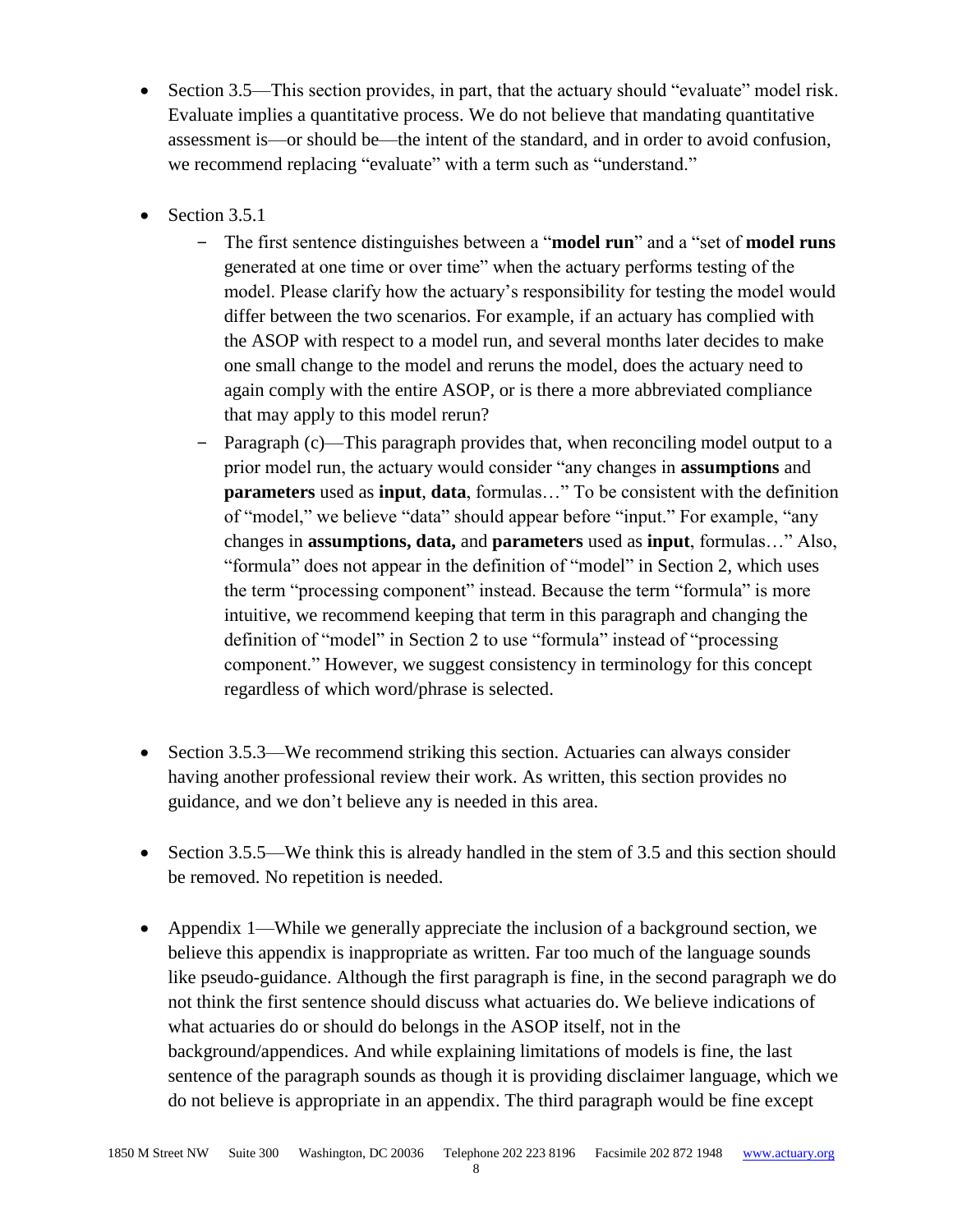- Section 3.5—This section provides, in part, that the actuary should "evaluate" model risk. Evaluate implies a quantitative process. We do not believe that mandating quantitative assessment is—or should be—the intent of the standard, and in order to avoid confusion, we recommend replacing "evaluate" with a term such as "understand."

- Section 3.5.1
  - The first sentence distinguishes between a "**model run**" and a "set of **model runs** generated at one time or over time" when the actuary performs testing of the model. Please clarify how the actuary's responsibility for testing the model would differ between the two scenarios. For example, if an actuary has complied with the ASOP with respect to a model run, and several months later decides to make one small change to the model and reruns the model, does the actuary need to again comply with the entire ASOP, or is there a more abbreviated compliance that may apply to this model rerun?
  - Paragraph (c)—This paragraph provides that, when reconciling model output to a prior model run, the actuary would consider "any changes in **assumptions** and **parameters** used as **input**, **data**, formulas…" To be consistent with the definition of "model," we believe "data" should appear before "input." For example, "any changes in **assumptions, data,** and **parameters** used as **input**, formulas…" Also, "formula" does not appear in the definition of "model" in Section 2, which uses the term "processing component" instead. Because the term "formula" is more intuitive, we recommend keeping that term in this paragraph and changing the definition of "model" in Section 2 to use "formula" instead of "processing component." However, we suggest consistency in terminology for this concept regardless of which word/phrase is selected.

- Section 3.5.3—We recommend striking this section. Actuaries can always consider having another professional review their work. As written, this section provides no guidance, and we don't believe any is needed in this area.

- Section 3.5.5—We think this is already handled in the stem of 3.5 and this section should be removed. No repetition is needed.

- Appendix 1—While we generally appreciate the inclusion of a background section, we believe this appendix is inappropriate as written. Far too much of the language sounds like pseudo-guidance. Although the first paragraph is fine, in the second paragraph we do not think the first sentence should discuss what actuaries do. We believe indications of what actuaries do or should do belongs in the ASOP itself, not in the background/appendices. And while explaining limitations of models is fine, the last sentence of the paragraph sounds as though it is providing disclaimer language, which we do not believe is appropriate in an appendix. The third paragraph would be fine except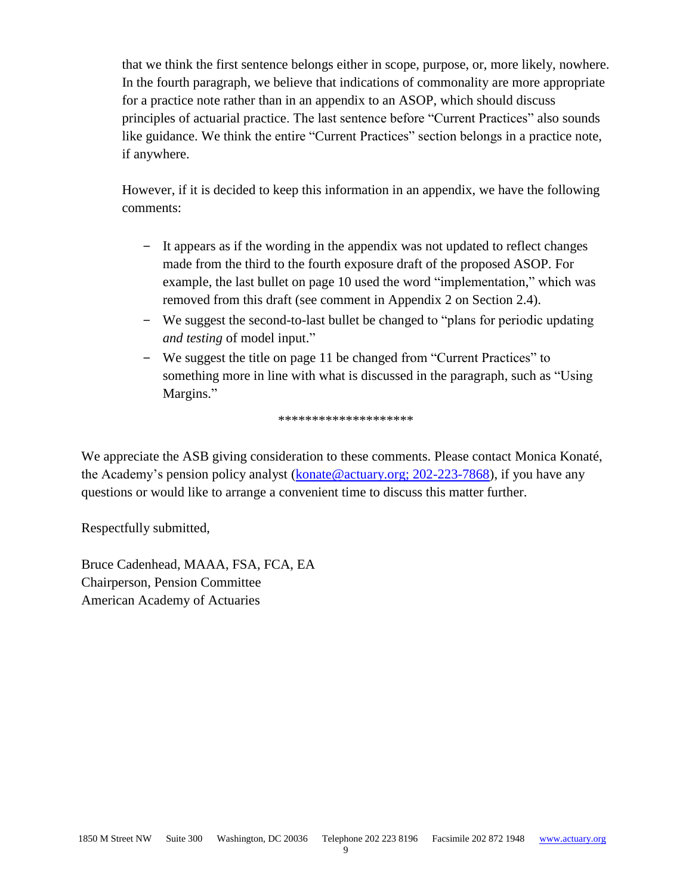that we think the first sentence belongs either in scope, purpose, or, more likely, nowhere. In the fourth paragraph, we believe that indications of commonality are more appropriate for a practice note rather than in an appendix to an ASOP, which should discuss principles of actuarial practice. The last sentence before "Current Practices" also sounds like guidance. We think the entire "Current Practices" section belongs in a practice note, if anywhere.

However, if it is decided to keep this information in an appendix, we have the following comments:

- It appears as if the wording in the appendix was not updated to reflect changes made from the third to the fourth exposure draft of the proposed ASOP. For example, the last bullet on page 10 used the word "implementation," which was removed from this draft (see comment in Appendix 2 on Section 2.4).
- We suggest the second-to-last bullet be changed to "plans for periodic updating *and testing* of model input."
- We suggest the title on page 11 be changed from "Current Practices" to something more in line with what is discussed in the paragraph, such as "Using Margins."

*******************

We appreciate the ASB giving consideration to these comments. Please contact Monica Konaté, the Academy's pension policy analyst (konate@actuary.org; 202-223-7868), if you have any questions or would like to arrange a convenient time to discuss this matter further.

Respectfully submitted,

Bruce Cadenhead, MAAA, FSA, FCA, EA
Chairperson, Pension Committee
American Academy of Actuaries